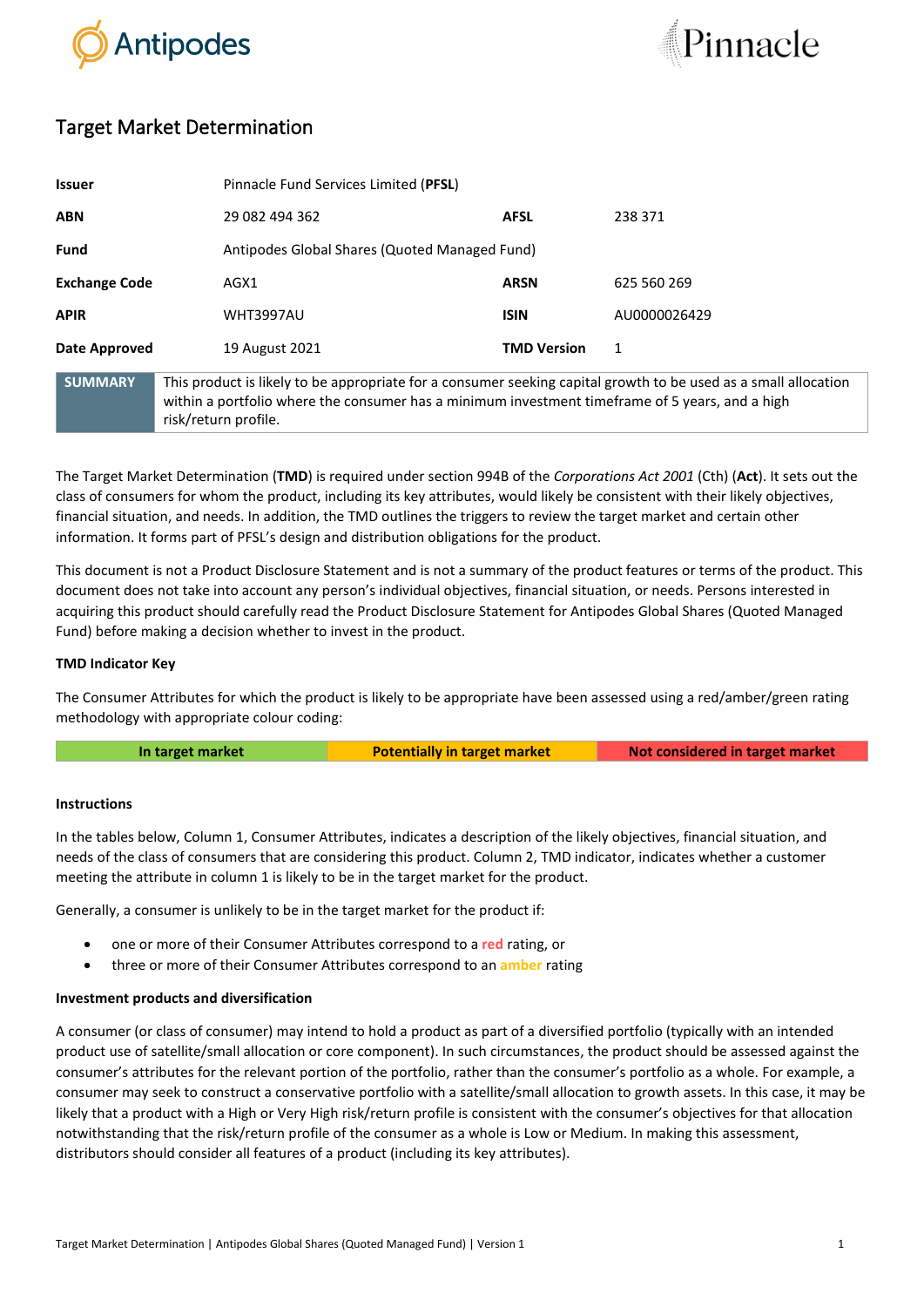# Target Market Determination

| | | | |
|---|---|---|---|
| **Issuer** | Pinnacle Fund Services Limited (**PFSL**) | | |
| **ABN** | 29 082 494 362 | **AFSL** | 238 371 |
| **Fund** | Antipodes Global Shares (Quoted Managed Fund) | | |
| **Exchange Code** | AGX1 | **ARSN** | 625 560 269 |
| **APIR** | WHT3997AU | **ISIN** | AU0000026429 |
| **Date Approved** | 19 August 2021 | **TMD Version** | 1 |

| **SUMMARY** | This product is likely to be appropriate for a consumer seeking capital growth to be used as a small allocation within a portfolio where the consumer has a minimum investment timeframe of 5 years, and a high risk/return profile. |
|---|---|

The Target Market Determination (**TMD**) is required under section 994B of the *Corporations Act 2001* (Cth) (**Act**). It sets out the class of consumers for whom the product, including its key attributes, would likely be consistent with their likely objectives, financial situation, and needs. In addition, the TMD outlines the triggers to review the target market and certain other information. It forms part of PFSL's design and distribution obligations for the product.

This document is not a Product Disclosure Statement and is not a summary of the product features or terms of the product. This document does not take into account any person's individual objectives, financial situation, or needs. Persons interested in acquiring this product should carefully read the Product Disclosure Statement for Antipodes Global Shares (Quoted Managed Fund) before making a decision whether to invest in the product.

**TMD Indicator Key**

The Consumer Attributes for which the product is likely to be appropriate have been assessed using a red/amber/green rating methodology with appropriate colour coding:

| In target market | Potentially in target market | Not considered in target market |
|---|---|---|

**Instructions**

In the tables below, Column 1, Consumer Attributes, indicates a description of the likely objectives, financial situation, and needs of the class of consumers that are considering this product. Column 2, TMD indicator, indicates whether a customer meeting the attribute in column 1 is likely to be in the target market for the product.

Generally, a consumer is unlikely to be in the target market for the product if:

- one or more of their Consumer Attributes correspond to a red rating, or
- three or more of their Consumer Attributes correspond to an amber rating

**Investment products and diversification**

A consumer (or class of consumer) may intend to hold a product as part of a diversified portfolio (typically with an intended product use of satellite/small allocation or core component). In such circumstances, the product should be assessed against the consumer's attributes for the relevant portion of the portfolio, rather than the consumer's portfolio as a whole. For example, a consumer may seek to construct a conservative portfolio with a satellite/small allocation to growth assets. In this case, it may be likely that a product with a High or Very High risk/return profile is consistent with the consumer's objectives for that allocation notwithstanding that the risk/return profile of the consumer as a whole is Low or Medium. In making this assessment, distributors should consider all features of a product (including its key attributes).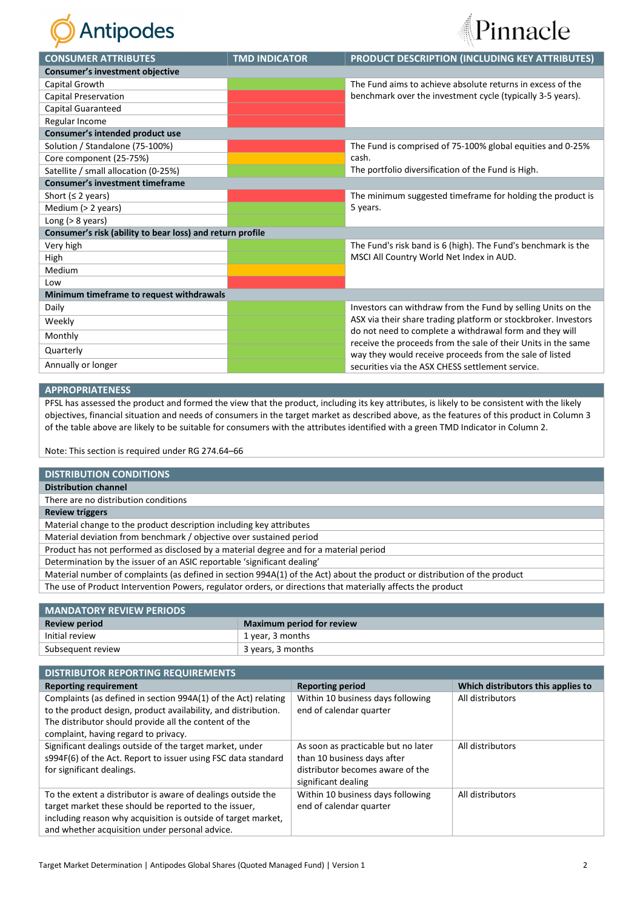| CONSUMER ATTRIBUTES | TMD INDICATOR | PRODUCT DESCRIPTION (INCLUDING KEY ATTRIBUTES) |
|---|---|---|
| **Consumer's investment objective** | | |
| Capital Growth | Green | The Fund aims to achieve absolute returns in excess of the benchmark over the investment cycle (typically 3-5 years). |
| Capital Preservation | Red | |
| Capital Guaranteed | Red | |
| Regular Income | Red | |
| **Consumer's intended product use** | | |
| Solution / Standalone (75-100%) | Red | The Fund is comprised of 75-100% global equities and 0-25% cash.<br>The portfolio diversification of the Fund is High. |
| Core component (25-75%) | Amber | |
| Satellite / small allocation (0-25%) | Green | |
| **Consumer's investment timeframe** | | |
| Short (≤ 2 years) | Red | The minimum suggested timeframe for holding the product is 5 years. |
| Medium (> 2 years) | Green | |
| Long (> 8 years) | Green | |
| **Consumer's risk (ability to bear loss) and return profile** | | |
| Very high | Green | The Fund's risk band is 6 (high). The Fund's benchmark is the MSCI All Country World Net Index in AUD. |
| High | Green | |
| Medium | Amber | |
| Low | Red | |
| **Minimum timeframe to request withdrawals** | | |
| Daily | Green | Investors can withdraw from the Fund by selling Units on the ASX via their share trading platform or stockbroker. Investors do not need to complete a withdrawal form and they will receive the proceeds from the sale of their Units in the same way they would receive proceeds from the sale of listed securities via the ASX CHESS settlement service. |
| Weekly | Green | |
| Monthly | Green | |
| Quarterly | Green | |
| Annually or longer | Green | |

## APPROPRIATENESS

PFSL has assessed the product and formed the view that the product, including its key attributes, is likely to be consistent with the likely objectives, financial situation and needs of consumers in the target market as described above, as the features of this product in Column 3 of the table above are likely to be suitable for consumers with the attributes identified with a green TMD Indicator in Column 2.

Note: This section is required under RG 274.64–66

## DISTRIBUTION CONDITIONS

| Distribution channel |
|---|
| There are no distribution conditions |
| **Review triggers** |
| Material change to the product description including key attributes |
| Material deviation from benchmark / objective over sustained period |
| Product has not performed as disclosed by a material degree and for a material period |
| Determination by the issuer of an ASIC reportable 'significant dealing' |
| Material number of complaints (as defined in section 994A(1) of the Act) about the product or distribution of the product |
| The use of Product Intervention Powers, regulator orders, or directions that materially affects the product |

## MANDATORY REVIEW PERIODS

| Review period | Maximum period for review |
|---|---|
| Initial review | 1 year, 3 months |
| Subsequent review | 3 years, 3 months |

## DISTRIBUTOR REPORTING REQUIREMENTS

| Reporting requirement | Reporting period | Which distributors this applies to |
|---|---|---|
| Complaints (as defined in section 994A(1) of the Act) relating to the product design, product availability, and distribution. The distributor should provide all the content of the complaint, having regard to privacy. | Within 10 business days following end of calendar quarter | All distributors |
| Significant dealings outside of the target market, under s994F(6) of the Act. Report to issuer using FSC data standard for significant dealings. | As soon as practicable but no later than 10 business days after distributor becomes aware of the significant dealing | All distributors |
| To the extent a distributor is aware of dealings outside the target market these should be reported to the issuer, including reason why acquisition is outside of target market, and whether acquisition under personal advice. | Within 10 business days following end of calendar quarter | All distributors |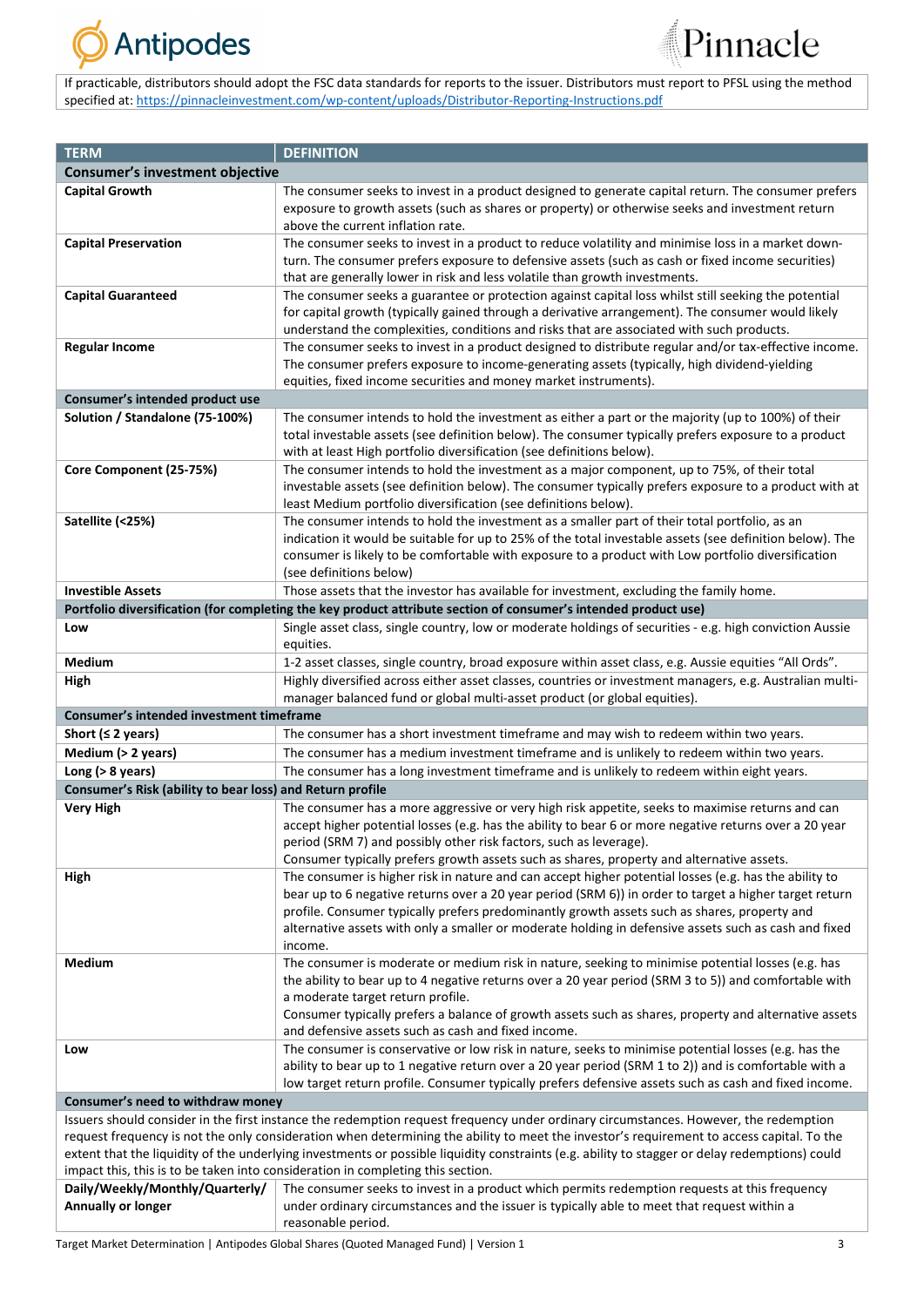If practicable, distributors should adopt the FSC data standards for reports to the issuer. Distributors must report to PFSL using the method specified at: https://pinnacleinvestment.com/wp-content/uploads/Distributor-Reporting-Instructions.pdf

| TERM | DEFINITION |
|---|---|
| **Consumer's investment objective** | |
| **Capital Growth** | The consumer seeks to invest in a product designed to generate capital return. The consumer prefers exposure to growth assets (such as shares or property) or otherwise seeks and investment return above the current inflation rate. |
| **Capital Preservation** | The consumer seeks to invest in a product to reduce volatility and minimise loss in a market down-turn. The consumer prefers exposure to defensive assets (such as cash or fixed income securities) that are generally lower in risk and less volatile than growth investments. |
| **Capital Guaranteed** | The consumer seeks a guarantee or protection against capital loss whilst still seeking the potential for capital growth (typically gained through a derivative arrangement). The consumer would likely understand the complexities, conditions and risks that are associated with such products. |
| **Regular Income** | The consumer seeks to invest in a product designed to distribute regular and/or tax-effective income. The consumer prefers exposure to income-generating assets (typically, high dividend-yielding equities, fixed income securities and money market instruments). |
| **Consumer's intended product use** | |
| **Solution / Standalone (75-100%)** | The consumer intends to hold the investment as either a part or the majority (up to 100%) of their total investable assets (see definition below). The consumer typically prefers exposure to a product with at least High portfolio diversification (see definitions below). |
| **Core Component (25-75%)** | The consumer intends to hold the investment as a major component, up to 75%, of their total investable assets (see definition below). The consumer typically prefers exposure to a product with at least Medium portfolio diversification (see definitions below). |
| **Satellite (<25%)** | The consumer intends to hold the investment as a smaller part of their total portfolio, as an indication it would be suitable for up to 25% of the total investable assets (see definition below). The consumer is likely to be comfortable with exposure to a product with Low portfolio diversification (see definitions below) |
| **Investible Assets** | Those assets that the investor has available for investment, excluding the family home. |
| **Portfolio diversification (for completing the key product attribute section of consumer's intended product use)** | |
| **Low** | Single asset class, single country, low or moderate holdings of securities - e.g. high conviction Aussie equities. |
| **Medium** | 1-2 asset classes, single country, broad exposure within asset class, e.g. Aussie equities "All Ords". |
| **High** | Highly diversified across either asset classes, countries or investment managers, e.g. Australian multi-manager balanced fund or global multi-asset product (or global equities). |
| **Consumer's intended investment timeframe** | |
| **Short (≤ 2 years)** | The consumer has a short investment timeframe and may wish to redeem within two years. |
| **Medium (> 2 years)** | The consumer has a medium investment timeframe and is unlikely to redeem within two years. |
| **Long (> 8 years)** | The consumer has a long investment timeframe and is unlikely to redeem within eight years. |
| **Consumer's Risk (ability to bear loss) and Return profile** | |
| **Very High** | The consumer has a more aggressive or very high risk appetite, seeks to maximise returns and can accept higher potential losses (e.g. has the ability to bear 6 or more negative returns over a 20 year period (SRM 7) and possibly other risk factors, such as leverage).<br>Consumer typically prefers growth assets such as shares, property and alternative assets. |
| **High** | The consumer is higher risk in nature and can accept higher potential losses (e.g. has the ability to bear up to 6 negative returns over a 20 year period (SRM 6)) in order to target a higher target return profile. Consumer typically prefers predominantly growth assets such as shares, property and alternative assets with only a smaller or moderate holding in defensive assets such as cash and fixed income. |
| **Medium** | The consumer is moderate or medium risk in nature, seeking to minimise potential losses (e.g. has the ability to bear up to 4 negative returns over a 20 year period (SRM 3 to 5)) and comfortable with a moderate target return profile.<br>Consumer typically prefers a balance of growth assets such as shares, property and alternative assets and defensive assets such as cash and fixed income. |
| **Low** | The consumer is conservative or low risk in nature, seeks to minimise potential losses (e.g. has the ability to bear up to 1 negative return over a 20 year period (SRM 1 to 2)) and is comfortable with a low target return profile. Consumer typically prefers defensive assets such as cash and fixed income. |
| **Consumer's need to withdraw money** | |
| Issuers should consider in the first instance the redemption request frequency under ordinary circumstances. However, the redemption request frequency is not the only consideration when determining the ability to meet the investor's requirement to access capital. To the extent that the liquidity of the underlying investments or possible liquidity constraints (e.g. ability to stagger or delay redemptions) could impact this, this is to be taken into consideration in completing this section. | |
| **Daily/Weekly/Monthly/Quarterly/ Annually or longer** | The consumer seeks to invest in a product which permits redemption requests at this frequency under ordinary circumstances and the issuer is typically able to meet that request within a reasonable period. |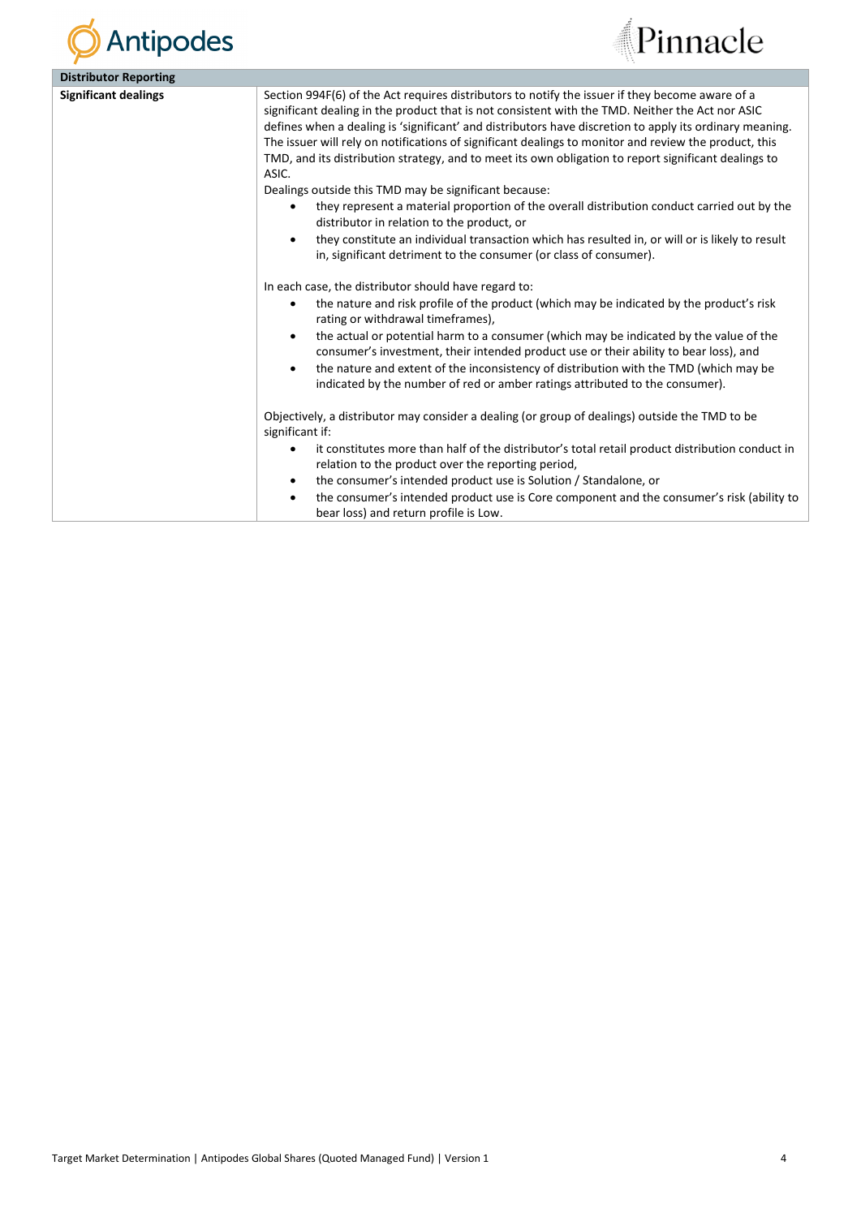| Distributor Reporting | |
|---|---|
| **Significant dealings** | Section 994F(6) of the Act requires distributors to notify the issuer if they become aware of a significant dealing in the product that is not consistent with the TMD. Neither the Act nor ASIC defines when a dealing is 'significant' and distributors have discretion to apply its ordinary meaning. The issuer will rely on notifications of significant dealings to monitor and review the product, this TMD, and its distribution strategy, and to meet its own obligation to report significant dealings to ASIC.<br>Dealings outside this TMD may be significant because:<br>• they represent a material proportion of the overall distribution conduct carried out by the distributor in relation to the product, or<br>• they constitute an individual transaction which has resulted in, or will or is likely to result in, significant detriment to the consumer (or class of consumer).<br><br>In each case, the distributor should have regard to:<br>• the nature and risk profile of the product (which may be indicated by the product's risk rating or withdrawal timeframes),<br>• the actual or potential harm to a consumer (which may be indicated by the value of the consumer's investment, their intended product use or their ability to bear loss), and<br>• the nature and extent of the inconsistency of distribution with the TMD (which may be indicated by the number of red or amber ratings attributed to the consumer).<br><br>Objectively, a distributor may consider a dealing (or group of dealings) outside the TMD to be significant if:<br>• it constitutes more than half of the distributor's total retail product distribution conduct in relation to the product over the reporting period,<br>• the consumer's intended product use is Solution / Standalone, or<br>• the consumer's intended product use is Core component and the consumer's risk (ability to bear loss) and return profile is Low. |